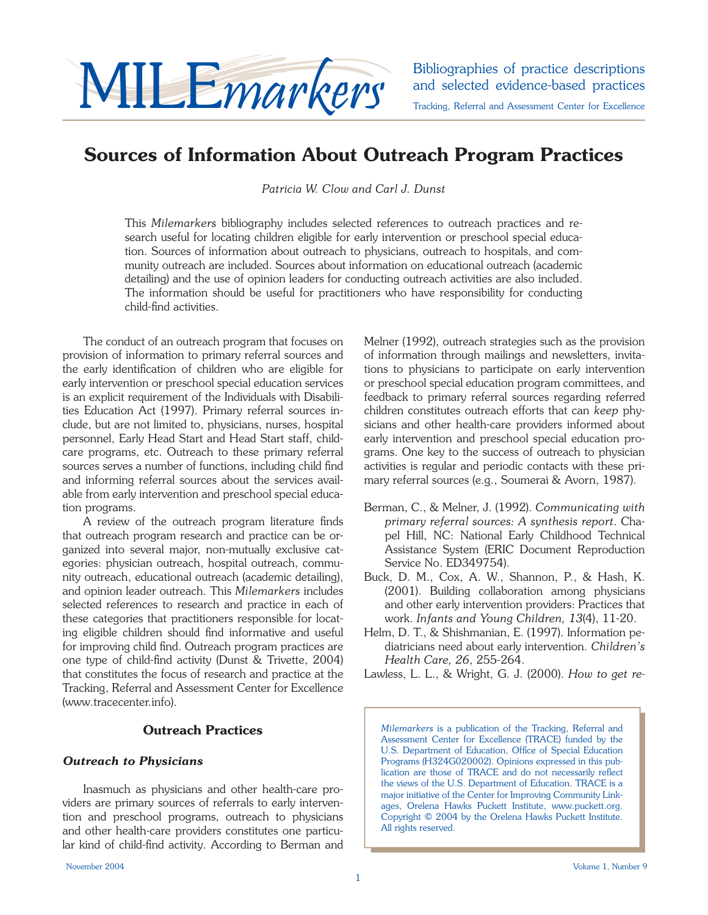MILEmarkers

Bibliographies of practice descriptions and selected evidence-based practices

Tracking, Referral and Assessment Center for Excellence

# Sources of Information About Outreach Program Practices

*Patricia W. Clow and Carl J. Dunst*

This *Milemarkers* bibliography includes selected references to outreach practices and research useful for locating children eligible for early intervention or preschool special education. Sources of information about outreach to physicians, outreach to hospitals, and community outreach are included. Sources about information on educational outreach (academic detailing) and the use of opinion leaders for conducting outreach activities are also included. The information should be useful for practitioners who have responsibility for conducting child-find activities.

The conduct of an outreach program that focuses on provision of information to primary referral sources and the early identification of children who are eligible for early intervention or preschool special education services is an explicit requirement of the Individuals with Disabilities Education Act (1997). Primary referral sources include, but are not limited to, physicians, nurses, hospital personnel, Early Head Start and Head Start staff, child-care programs, etc. Outreach to these primary referral sources serves a number of functions, including child find and informing referral sources about the services available from early intervention and preschool special education programs.

A review of the outreach program literature finds that outreach program research and practice can be organized into several major, non-mutually exclusive categories: physician outreach, hospital outreach, community outreach, educational outreach (academic detailing), and opinion leader outreach. This *Milemarkers* includes selected references to research and practice in each of these categories that practitioners responsible for locating eligible children should find informative and useful for improving child find. Outreach program practices are one type of child-find activity (Dunst & Trivette, 2004) that constitutes the focus of research and practice at the Tracking, Referral and Assessment Center for Excellence (www.tracecenter.info).

## Outreach Practices

### *Outreach to Physicians*

Inasmuch as physicians and other health-care providers are primary sources of referrals to early intervention and preschool programs, outreach to physicians and other health-care providers constitutes one particular kind of child-find activity. According to Berman and Melner (1992), outreach strategies such as the provision of information through mailings and newsletters, invitations to physicians to participate on early intervention or preschool special education program committees, and feedback to primary referral sources regarding referred children constitutes outreach efforts that can *keep* physicians and other health-care providers informed about early intervention and preschool special education programs. One key to the success of outreach to physician activities is regular and periodic contacts with these primary referral sources (e.g., Soumerai & Avorn, 1987).

Berman, C., & Melner, J. (1992). *Communicating with primary referral sources: A synthesis report*. Chapel Hill, NC: National Early Childhood Technical Assistance System (ERIC Document Reproduction Service No. ED349754).

Buck, D. M., Cox, A. W., Shannon, P., & Hash, K. (2001). Building collaboration among physicians and other early intervention providers: Practices that work. *Infants and Young Children, 13*(4), 11-20.

Helm, D. T., & Shishmanian, E. (1997). Information pediatricians need about early intervention. *Children's Health Care, 26*, 255-264.

Lawless, L. L., & Wright, G. J. (2000). *How to get re-*

*Milemarkers* is a publication of the Tracking, Referral and Assessment Center for Excellence (TRACE) funded by the U.S. Department of Education, Office of Special Education Programs (H324G020002). Opinions expressed in this publication are those of TRACE and do not necessarily reflect the views of the U.S. Department of Education. TRACE is a major initiative of the Center for Improving Community Linkages, Orelena Hawks Puckett Institute, www.puckett.org. Copyright © 2004 by the Orelena Hawks Puckett Institute. All rights reserved.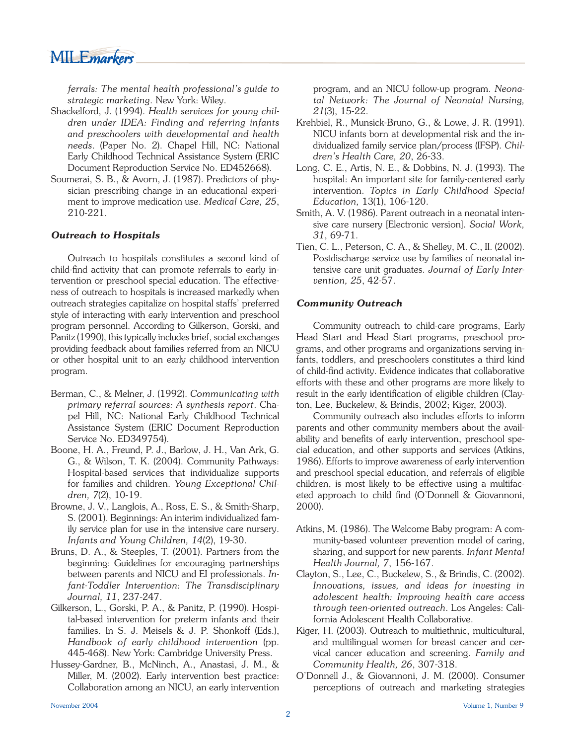*ferrals: The mental health professional's guide to strategic marketing*. New York: Wiley.

Shackelford, J. (1994). *Health services for young children under IDEA: Finding and referring infants and preschoolers with developmental and health needs*. (Paper No. 2). Chapel Hill, NC: National Early Childhood Technical Assistance System (ERIC Document Reproduction Service No. ED452668).

Soumerai, S. B., & Avorn, J. (1987). Predictors of physician prescribing change in an educational experiment to improve medication use. *Medical Care, 25*, 210-221.

### *Outreach to Hospitals*

Outreach to hospitals constitutes a second kind of child-find activity that can promote referrals to early intervention or preschool special education. The effectiveness of outreach to hospitals is increased markedly when outreach strategies capitalize on hospital staffs' preferred style of interacting with early intervention and preschool program personnel. According to Gilkerson, Gorski, and Panitz (1990), this typically includes brief, social exchanges providing feedback about families referred from an NICU or other hospital unit to an early childhood intervention program.

Berman, C., & Melner, J. (1992). *Communicating with primary referral sources: A synthesis report*. Chapel Hill, NC: National Early Childhood Technical Assistance System (ERIC Document Reproduction Service No. ED349754).

Boone, H. A., Freund, P. J., Barlow, J. H., Van Ark, G. G., & Wilson, T. K. (2004). Community Pathways: Hospital-based services that individualize supports for families and children. *Young Exceptional Children, 7*(2), 10-19.

Browne, J. V., Langlois, A., Ross, E. S., & Smith-Sharp, S. (2001). Beginnings: An interim individualized family service plan for use in the intensive care nursery. *Infants and Young Children, 14*(2), 19-30.

Bruns, D. A., & Steeples, T. (2001). Partners from the beginning: Guidelines for encouraging partnerships between parents and NICU and EI professionals. *Infant-Toddler Intervention: The Transdisciplinary Journal, 11*, 237-247.

Gilkerson, L., Gorski, P. A., & Panitz, P. (1990). Hospital-based intervention for preterm infants and their families. In S. J. Meisels & J. P. Shonkoff (Eds.), *Handbook of early childhood intervention* (pp. 445-468). New York: Cambridge University Press.

Hussey-Gardner, B., McNinch, A., Anastasi, J. M., & Miller, M. (2002). Early intervention best practice: Collaboration among an NICU, an early intervention program, and an NICU follow-up program. *Neonatal Network: The Journal of Neonatal Nursing, 21*(3), 15-22.

Krehbiel, R., Munsick-Bruno, G., & Lowe, J. R. (1991). NICU infants born at developmental risk and the individualized family service plan/process (IFSP). *Children's Health Care, 20*, 26-33.

Long, C. E., Artis, N. E., & Dobbins, N. J. (1993). The hospital: An important site for family-centered early intervention. *Topics in Early Childhood Special Education,* 13(1), 106-120.

Smith, A. V. (1986). Parent outreach in a neonatal intensive care nursery [Electronic version]. *Social Work, 31*, 69-71.

Tien, C. L., Peterson, C. A., & Shelley, M. C., II. (2002). Postdischarge service use by families of neonatal intensive care unit graduates. *Journal of Early Intervention, 25*, 42-57.

### *Community Outreach*

Community outreach to child-care programs, Early Head Start and Head Start programs, preschool programs, and other programs and organizations serving infants, toddlers, and preschoolers constitutes a third kind of child-find activity. Evidence indicates that collaborative efforts with these and other programs are more likely to result in the early identification of eligible children (Clayton, Lee, Buckelew, & Brindis, 2002; Kiger, 2003).

Community outreach also includes efforts to inform parents and other community members about the availability and benefits of early intervention, preschool special education, and other supports and services (Atkins, 1986). Efforts to improve awareness of early intervention and preschool special education, and referrals of eligible children, is most likely to be effective using a multifaceted approach to child find (O'Donnell & Giovannoni, 2000).

Atkins, M. (1986). The Welcome Baby program: A community-based volunteer prevention model of caring, sharing, and support for new parents. *Infant Mental Health Journal, 7*, 156-167.

Clayton, S., Lee, C., Buckelew, S., & Brindis, C. (2002). *Innovations, issues, and ideas for investing in adolescent health: Improving health care access through teen-oriented outreach*. Los Angeles: California Adolescent Health Collaborative.

Kiger, H. (2003). Outreach to multiethnic, multicultural, and multilingual women for breast cancer and cervical cancer education and screening. *Family and Community Health, 26*, 307-318.

O'Donnell J., & Giovannoni, J. M. (2000). Consumer perceptions of outreach and marketing strategies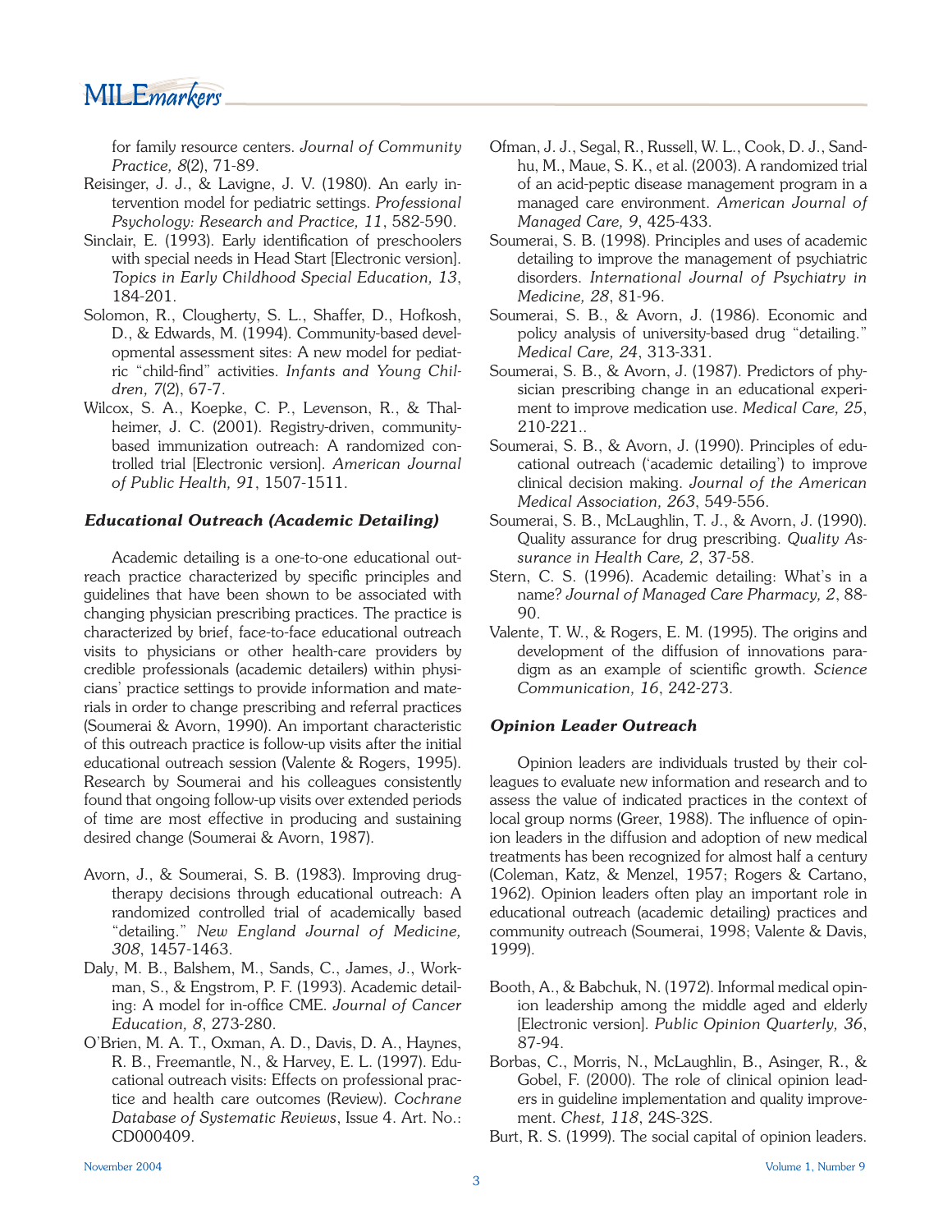for family resource centers. *Journal of Community Practice, 8*(2), 71-89.

Reisinger, J. J., & Lavigne, J. V. (1980). An early intervention model for pediatric settings. *Professional Psychology: Research and Practice, 11*, 582-590.

Sinclair, E. (1993). Early identification of preschoolers with special needs in Head Start [Electronic version]. *Topics in Early Childhood Special Education, 13*, 184-201.

Solomon, R., Clougherty, S. L., Shaffer, D., Hofkosh, D., & Edwards, M. (1994). Community-based developmental assessment sites: A new model for pediatric "child-find" activities. *Infants and Young Children, 7*(2), 67-7.

Wilcox, S. A., Koepke, C. P., Levenson, R., & Thalheimer, J. C. (2001). Registry-driven, community-based immunization outreach: A randomized controlled trial [Electronic version]. *American Journal of Public Health, 91*, 1507-1511.

### *Educational Outreach (Academic Detailing)*

Academic detailing is a one-to-one educational outreach practice characterized by specific principles and guidelines that have been shown to be associated with changing physician prescribing practices. The practice is characterized by brief, face-to-face educational outreach visits to physicians or other health-care providers by credible professionals (academic detailers) within physicians' practice settings to provide information and materials in order to change prescribing and referral practices (Soumerai & Avorn, 1990). An important characteristic of this outreach practice is follow-up visits after the initial educational outreach session (Valente & Rogers, 1995). Research by Soumerai and his colleagues consistently found that ongoing follow-up visits over extended periods of time are most effective in producing and sustaining desired change (Soumerai & Avorn, 1987).

Avorn, J., & Soumerai, S. B. (1983). Improving drug-therapy decisions through educational outreach: A randomized controlled trial of academically based "detailing." *New England Journal of Medicine, 308*, 1457-1463.

Daly, M. B., Balshem, M., Sands, C., James, J., Workman, S., & Engstrom, P. F. (1993). Academic detailing: A model for in-office CME. *Journal of Cancer Education, 8*, 273-280.

O'Brien, M. A. T., Oxman, A. D., Davis, D. A., Haynes, R. B., Freemantle, N., & Harvey, E. L. (1997). Educational outreach visits: Effects on professional practice and health care outcomes (Review). *Cochrane Database of Systematic Reviews*, Issue 4. Art. No.: CD000409.

Ofman, J. J., Segal, R., Russell, W. L., Cook, D. J., Sandhu, M., Maue, S. K., et al. (2003). A randomized trial of an acid-peptic disease management program in a managed care environment. *American Journal of Managed Care, 9*, 425-433.

Soumerai, S. B. (1998). Principles and uses of academic detailing to improve the management of psychiatric disorders. *International Journal of Psychiatry in Medicine, 28*, 81-96.

Soumerai, S. B., & Avorn, J. (1986). Economic and policy analysis of university-based drug "detailing." *Medical Care, 24*, 313-331.

Soumerai, S. B., & Avorn, J. (1987). Predictors of physician prescribing change in an educational experiment to improve medication use. *Medical Care, 25*, 210-221..

Soumerai, S. B., & Avorn, J. (1990). Principles of educational outreach ('academic detailing') to improve clinical decision making. *Journal of the American Medical Association, 263*, 549-556.

Soumerai, S. B., McLaughlin, T. J., & Avorn, J. (1990). Quality assurance for drug prescribing. *Quality Assurance in Health Care, 2*, 37-58.

Stern, C. S. (1996). Academic detailing: What's in a name? *Journal of Managed Care Pharmacy, 2*, 88-90.

Valente, T. W., & Rogers, E. M. (1995). The origins and development of the diffusion of innovations paradigm as an example of scientific growth. *Science Communication, 16*, 242-273.

### *Opinion Leader Outreach*

Opinion leaders are individuals trusted by their colleagues to evaluate new information and research and to assess the value of indicated practices in the context of local group norms (Greer, 1988). The influence of opinion leaders in the diffusion and adoption of new medical treatments has been recognized for almost half a century (Coleman, Katz, & Menzel, 1957; Rogers & Cartano, 1962). Opinion leaders often play an important role in educational outreach (academic detailing) practices and community outreach (Soumerai, 1998; Valente & Davis, 1999).

Booth, A., & Babchuk, N. (1972). Informal medical opinion leadership among the middle aged and elderly [Electronic version]. *Public Opinion Quarterly, 36*, 87-94.

Borbas, C., Morris, N., McLaughlin, B., Asinger, R., & Gobel, F. (2000). The role of clinical opinion leaders in guideline implementation and quality improvement. *Chest, 118*, 24S-32S.

Burt, R. S. (1999). The social capital of opinion leaders.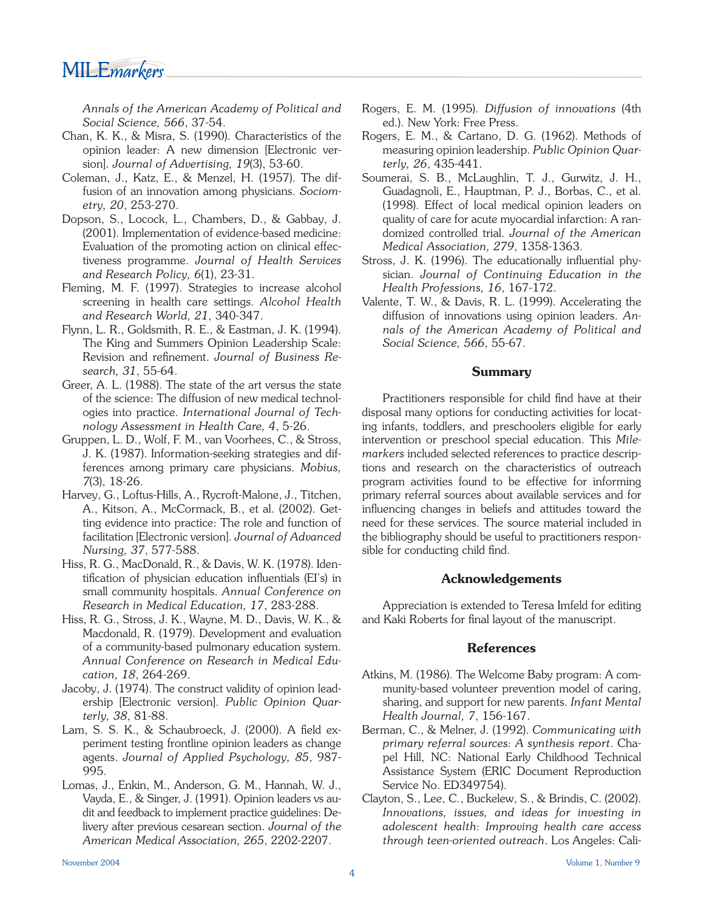*Annals of the American Academy of Political and Social Science, 566*, 37-54.

Chan, K. K., & Misra, S. (1990). Characteristics of the opinion leader: A new dimension [Electronic version]. *Journal of Advertising, 19*(3), 53-60.

Coleman, J., Katz, E., & Menzel, H. (1957). The diffusion of an innovation among physicians. *Sociometry, 20*, 253-270.

Dopson, S., Locock, L., Chambers, D., & Gabbay, J. (2001). Implementation of evidence-based medicine: Evaluation of the promoting action on clinical effectiveness programme. *Journal of Health Services and Research Policy, 6*(1), 23-31.

Fleming, M. F. (1997). Strategies to increase alcohol screening in health care settings. *Alcohol Health and Research World, 21*, 340-347.

Flynn, L. R., Goldsmith, R. E., & Eastman, J. K. (1994). The King and Summers Opinion Leadership Scale: Revision and refinement. *Journal of Business Research, 31*, 55-64.

Greer, A. L. (1988). The state of the art versus the state of the science: The diffusion of new medical technologies into practice. *International Journal of Technology Assessment in Health Care, 4*, 5-26.

Gruppen, L. D., Wolf, F. M., van Voorhees, C., & Stross, J. K. (1987). Information-seeking strategies and differences among primary care physicians. *Mobius, 7*(3), 18-26.

Harvey, G., Loftus-Hills, A., Rycroft-Malone, J., Titchen, A., Kitson, A., McCormack, B., et al. (2002). Getting evidence into practice: The role and function of facilitation [Electronic version]. *Journal of Advanced Nursing, 37*, 577-588.

Hiss, R. G., MacDonald, R., & Davis, W. K. (1978). Identification of physician education influentials (EI's) in small community hospitals. *Annual Conference on Research in Medical Education, 17*, 283-288.

Hiss, R. G., Stross, J. K., Wayne, M. D., Davis, W. K., & Macdonald, R. (1979). Development and evaluation of a community-based pulmonary education system. *Annual Conference on Research in Medical Education, 18*, 264-269.

Jacoby, J. (1974). The construct validity of opinion leadership [Electronic version]. *Public Opinion Quarterly, 38*, 81-88.

Lam, S. S. K., & Schaubroeck, J. (2000). A field experiment testing frontline opinion leaders as change agents. *Journal of Applied Psychology, 85*, 987-995.

Lomas, J., Enkin, M., Anderson, G. M., Hannah, W. J., Vayda, E., & Singer, J. (1991). Opinion leaders vs audit and feedback to implement practice guidelines: Delivery after previous cesarean section. *Journal of the American Medical Association, 265*, 2202-2207.

Rogers, E. M. (1995). *Diffusion of innovations* (4th ed.). New York: Free Press.

Rogers, E. M., & Cartano, D. G. (1962). Methods of measuring opinion leadership. *Public Opinion Quarterly, 26*, 435-441.

Soumerai, S. B., McLaughlin, T. J., Gurwitz, J. H., Guadagnoli, E., Hauptman, P. J., Borbas, C., et al. (1998). Effect of local medical opinion leaders on quality of care for acute myocardial infarction: A randomized controlled trial. *Journal of the American Medical Association, 279*, 1358-1363.

Stross, J. K. (1996). The educationally influential physician. *Journal of Continuing Education in the Health Professions, 16*, 167-172.

Valente, T. W., & Davis, R. L. (1999). Accelerating the diffusion of innovations using opinion leaders. *Annals of the American Academy of Political and Social Science, 566*, 55-67.

## Summary

Practitioners responsible for child find have at their disposal many options for conducting activities for locating infants, toddlers, and preschoolers eligible for early intervention or preschool special education. This *Milemarkers* included selected references to practice descriptions and research on the characteristics of outreach program activities found to be effective for informing primary referral sources about available services and for influencing changes in beliefs and attitudes toward the need for these services. The source material included in the bibliography should be useful to practitioners responsible for conducting child find.

## Acknowledgements

Appreciation is extended to Teresa Imfeld for editing and Kaki Roberts for final layout of the manuscript.

## References

Atkins, M. (1986). The Welcome Baby program: A community-based volunteer prevention model of caring, sharing, and support for new parents. *Infant Mental Health Journal, 7*, 156-167.

Berman, C., & Melner, J. (1992). *Communicating with primary referral sources: A synthesis report*. Chapel Hill, NC: National Early Childhood Technical Assistance System (ERIC Document Reproduction Service No. ED349754).

Clayton, S., Lee, C., Buckelew, S., & Brindis, C. (2002). *Innovations, issues, and ideas for investing in adolescent health: Improving health care access through teen-oriented outreach*. Los Angeles: Cali-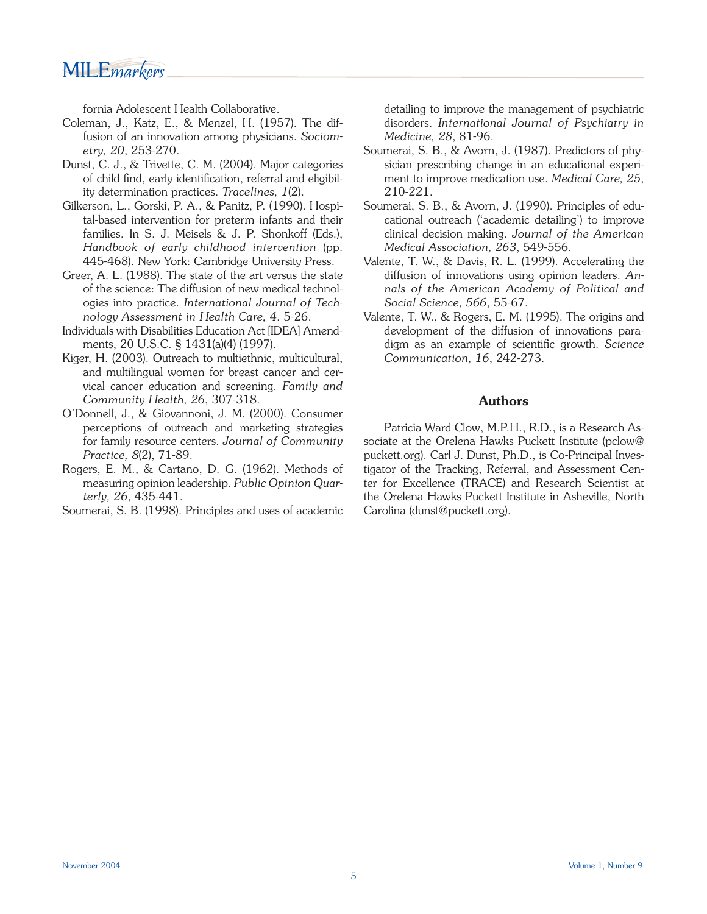fornia Adolescent Health Collaborative.

Coleman, J., Katz, E., & Menzel, H. (1957). The diffusion of an innovation among physicians. *Sociometry, 20*, 253-270.

Dunst, C. J., & Trivette, C. M. (2004). Major categories of child find, early identification, referral and eligibility determination practices. *Tracelines, 1*(2).

Gilkerson, L., Gorski, P. A., & Panitz, P. (1990). Hospital-based intervention for preterm infants and their families. In S. J. Meisels & J. P. Shonkoff (Eds.), *Handbook of early childhood intervention* (pp. 445-468). New York: Cambridge University Press.

Greer, A. L. (1988). The state of the art versus the state of the science: The diffusion of new medical technologies into practice. *International Journal of Technology Assessment in Health Care, 4*, 5-26.

Individuals with Disabilities Education Act [IDEA] Amendments, 20 U.S.C. § 1431(a)(4) (1997).

Kiger, H. (2003). Outreach to multiethnic, multicultural, and multilingual women for breast cancer and cervical cancer education and screening. *Family and Community Health, 26*, 307-318.

O'Donnell, J., & Giovannoni, J. M. (2000). Consumer perceptions of outreach and marketing strategies for family resource centers. *Journal of Community Practice, 8*(2), 71-89.

Rogers, E. M., & Cartano, D. G. (1962). Methods of measuring opinion leadership. *Public Opinion Quarterly, 26*, 435-441.

Soumerai, S. B. (1998). Principles and uses of academic detailing to improve the management of psychiatric disorders. *International Journal of Psychiatry in Medicine, 28*, 81-96.

Soumerai, S. B., & Avorn, J. (1987). Predictors of physician prescribing change in an educational experiment to improve medication use. *Medical Care, 25*, 210-221.

Soumerai, S. B., & Avorn, J. (1990). Principles of educational outreach ('academic detailing') to improve clinical decision making. *Journal of the American Medical Association, 263*, 549-556.

Valente, T. W., & Davis, R. L. (1999). Accelerating the diffusion of innovations using opinion leaders. *Annals of the American Academy of Political and Social Science, 566*, 55-67.

Valente, T. W., & Rogers, E. M. (1995). The origins and development of the diffusion of innovations paradigm as an example of scientific growth. *Science Communication, 16*, 242-273.

## Authors

Patricia Ward Clow, M.P.H., R.D., is a Research Associate at the Orelena Hawks Puckett Institute (pclow@puckett.org). Carl J. Dunst, Ph.D., is Co-Principal Investigator of the Tracking, Referral, and Assessment Center for Excellence (TRACE) and Research Scientist at the Orelena Hawks Puckett Institute in Asheville, North Carolina (dunst@puckett.org).